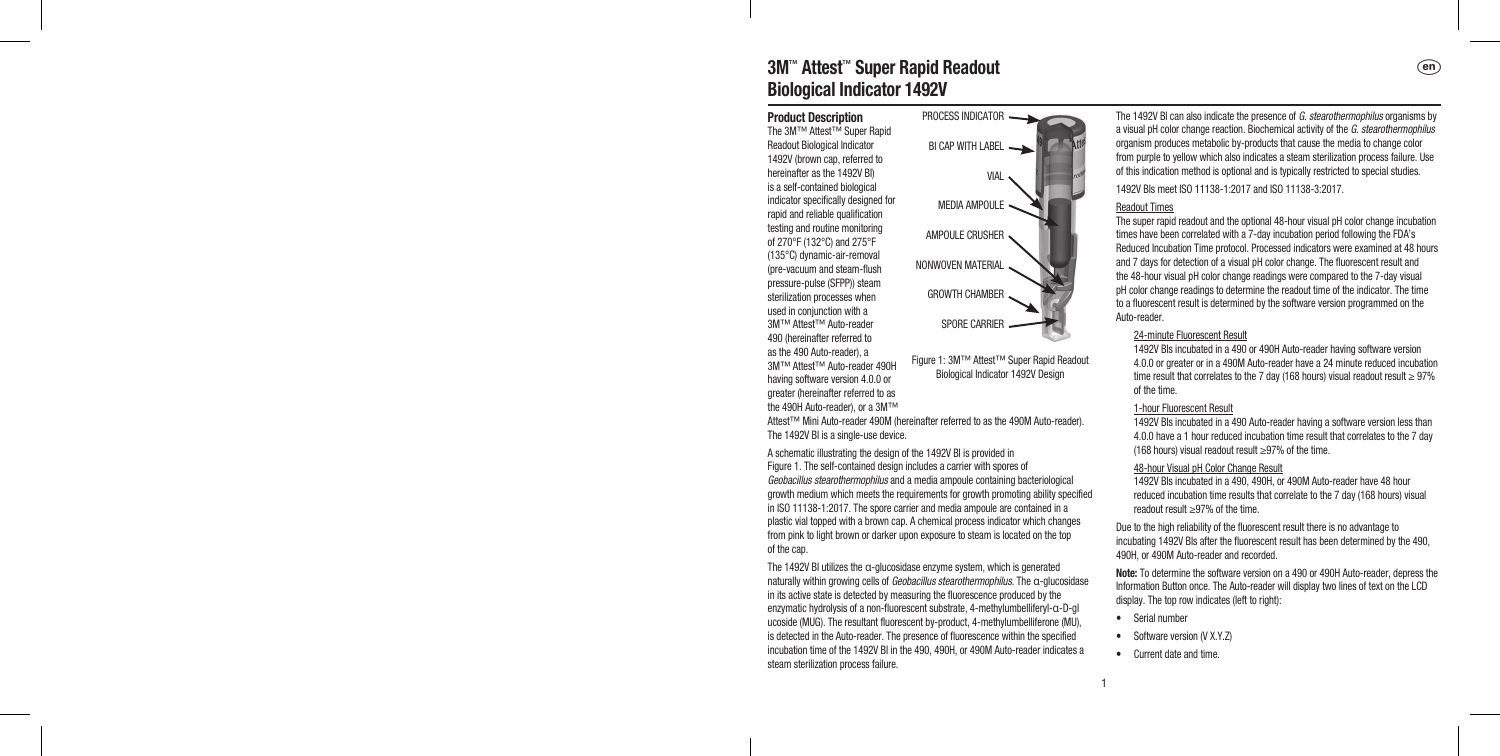# 3M™ Attest™ Super Rapid Readout Biological Indicator 1492V

## Product Description

The 3M™ Attest™ Super Rapid Readout Biological Indicator 1492V (brown cap, referred to hereinafter as the 1492V BI) is a self-contained biological indicator specifically designed for rapid and reliable qualification testing and routine monitoring of 270°F (132°C) and 275°F (135°C) dynamic-air-removal (pre-vacuum and steam-flush pressure-pulse (SFPP)) steam sterilization processes when used in conjunction with a 3M™ Attest™ Auto-reader 490 (hereinafter referred to as the 490 Auto-reader), a 3M™ Attest™ Auto-reader 490H having software version 4.0.0 or greater (hereinafter referred to as the 490H Auto-reader), or a 3M™ Attest™ Mini Auto-reader 490M (hereinafter referred to as the 490M Auto-reader). The 1492V BI is a single-use device.

PROCESS INDICATOR
BI CAP WITH LABEL
VIAL
MEDIA AMPOULE
AMPOULE CRUSHER
NONWOVEN MATERIAL
GROWTH CHAMBER
SPORE CARRIER

Figure 1: 3M™ Attest™ Super Rapid Readout Biological Indicator 1492V Design

A schematic illustrating the design of the 1492V BI is provided in Figure 1. The self-contained design includes a carrier with spores of *Geobacillus stearothermophilus* and a media ampoule containing bacteriological growth medium which meets the requirements for growth promoting ability specified in ISO 11138-1:2017. The spore carrier and media ampoule are contained in a plastic vial topped with a brown cap. A chemical process indicator which changes from pink to light brown or darker upon exposure to steam is located on the top of the cap.

The 1492V BI utilizes the α-glucosidase enzyme system, which is generated naturally within growing cells of *Geobacillus stearothermophilus*. The α-glucosidase in its active state is detected by measuring the fluorescence produced by the enzymatic hydrolysis of a non-fluorescent substrate, 4-methylumbelliferyl-α-D-glucoside (MUG). The resultant fluorescent by-product, 4-methylumbelliferone (MU), is detected in the Auto-reader. The presence of fluorescence within the specified incubation time of the 1492V BI in the 490, 490H, or 490M Auto-reader indicates a steam sterilization process failure.

The 1492V BI can also indicate the presence of *G. stearothermophilus* organisms by a visual pH color change reaction. Biochemical activity of the *G. stearothermophilus* organism produces metabolic by-products that cause the media to change color from purple to yellow which also indicates a steam sterilization process failure. Use of this indication method is optional and is typically restricted to special studies.

1492V BIs meet ISO 11138-1:2017 and ISO 11138-3:2017.

### Readout Times

The super rapid readout and the optional 48-hour visual pH color change incubation times have been correlated with a 7-day incubation period following the FDA's Reduced Incubation Time protocol. Processed indicators were examined at 48 hours and 7 days for detection of a visual pH color change. The fluorescent result and the 48-hour visual pH color change readings were compared to the 7-day visual pH color change readings to determine the readout time of the indicator. The time to a fluorescent result is determined by the software version programmed on the Auto-reader.

#### 24-minute Fluorescent Result

1492V BIs incubated in a 490 or 490H Auto-reader having software version 4.0.0 or greater or in a 490M Auto-reader have a 24 minute reduced incubation time result that correlates to the 7 day (168 hours) visual readout result ≥ 97% of the time.

#### 1-hour Fluorescent Result

1492V BIs incubated in a 490 Auto-reader having a software version less than 4.0.0 have a 1 hour reduced incubation time result that correlates to the 7 day (168 hours) visual readout result ≥97% of the time.

#### 48-hour Visual pH Color Change Result

1492V BIs incubated in a 490, 490H, or 490M Auto-reader have 48 hour reduced incubation time results that correlate to the 7 day (168 hours) visual readout result ≥97% of the time.

Due to the high reliability of the fluorescent result there is no advantage to incubating 1492V BIs after the fluorescent result has been determined by the 490, 490H, or 490M Auto-reader and recorded.

**Note:** To determine the software version on a 490 or 490H Auto-reader, depress the Information Button once. The Auto-reader will display two lines of text on the LCD display. The top row indicates (left to right):

- Serial number
- Software version (V X.Y.Z)
- Current date and time.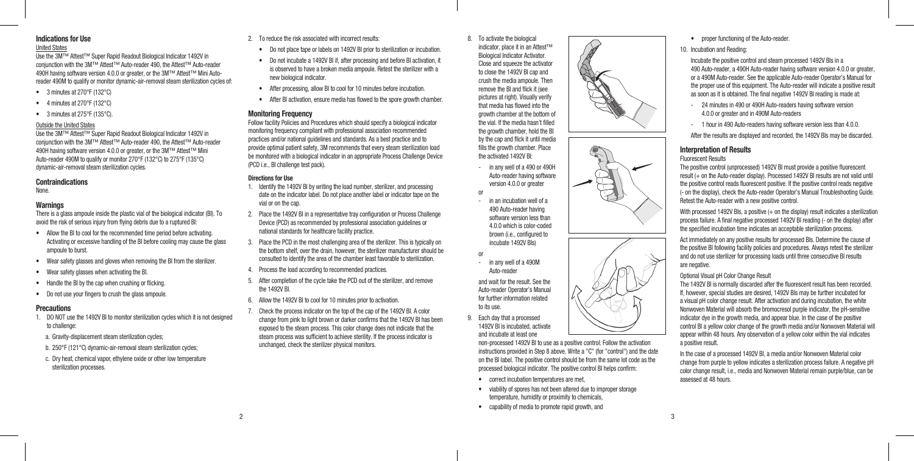## Indications for Use

United States

Use the 3M™ Attest™ Super Rapid Readout Biological Indicator 1492V in conjunction with the 3M™ Attest™ Auto-reader 490, the Attest™ Auto-reader 490H having software version 4.0.0 or greater, or the 3M™ Attest™ Mini Auto-reader 490M to qualify or monitor dynamic-air-removal steam sterilization cycles of:

- 3 minutes at 270°F (132°C)
- 4 minutes at 270°F (132°C)
- 3 minutes at 275°F (135°C).

Outside the United States

Use the 3M™ Attest™ Super Rapid Readout Biological Indicator 1492V in conjunction with the 3M™ Attest™ Auto-reader 490, the Attest™ Auto-reader 490H having software version 4.0.0 or greater, or the 3M™ Attest™ Mini Auto-reader 490M to qualify or monitor 270°F (132°C) to 275°F (135°C) dynamic-air-removal steam sterilization cycles.

## Contraindications

None.

## Warnings

There is a glass ampoule inside the plastic vial of the biological indicator (BI). To avoid the risk of serious injury from flying debris due to a ruptured BI:

- Allow the BI to cool for the recommended time period before activating. Activating or excessive handling of the BI before cooling may cause the glass ampoule to burst.
- Wear safety glasses and gloves when removing the BI from the sterilizer.
- Wear safety glasses when activating the BI.
- Handle the BI by the cap when crushing or flicking.
- Do not use your fingers to crush the glass ampoule.

## Precautions

1. DO NOT use the 1492V BI to monitor sterilization cycles which it is not designed to challenge:
   a. Gravity-displacement steam sterilization cycles;
   b. 250°F (121°C) dynamic-air-removal steam sterilization cycles;
   c. Dry heat, chemical vapor, ethylene oxide or other low temperature sterilization processes.
2. To reduce the risk associated with incorrect results:
   - Do not place tape or labels on 1492V BI prior to sterilization or incubation.
   - Do not incubate a 1492V BI if, after processing and before BI activation, it is observed to have a broken media ampoule. Retest the sterilizer with a new biological indicator.
   - After processing, allow BI to cool for 10 minutes before incubation.
   - After BI activation, ensure media has flowed to the spore growth chamber.

## Monitoring Frequency

Follow facility Policies and Procedures which should specify a biological indicator monitoring frequency compliant with professional association recommended practices and/or national guidelines and standards. As a best practice and to provide optimal patient safety, 3M recommends that every steam sterilization load be monitored with a biological indicator in an appropriate Process Challenge Device (PCD i.e., BI challenge test pack).

### Directions for Use

1. Identify the 1492V BI by writing the load number, sterilizer, and processing date on the indicator label. Do not place another label or indicator tape on the vial or on the cap.
2. Place the 1492V BI in a representative tray configuration or Process Challenge Device (PCD) as recommended by professional association guidelines or national standards for healthcare facility practice.
3. Place the PCD in the most challenging area of the sterilizer. This is typically on the bottom shelf, over the drain, however, the sterilizer manufacturer should be consulted to identify the area of the chamber least favorable to sterilization.
4. Process the load according to recommended practices.
5. After completion of the cycle take the PCD out of the sterilizer, and remove the 1492V BI.
6. Allow the 1492V BI to cool for 10 minutes prior to activation.
7. Check the process indicator on the top of the cap of the 1492V BI. A color change from pink to light brown or darker confirms that the 1492V BI has been exposed to the steam process. This color change does not indicate that the steam process was sufficient to achieve sterility. If the process indicator is unchanged, check the sterilizer physical monitors.
8. To activate the biological indicator, place it in an Attest™ Biological Indicator Activator. Close and squeeze the activator to close the 1492V BI cap and crush the media ampoule. Then remove the BI and flick it (see pictures at right). Visually verify that media has flowed into the growth chamber at the bottom of the vial. If the media hasn't filled the growth chamber, hold the BI by the cap and flick it until media fills the growth chamber. Place the activated 1492V BI:
   - in any well of a 490 or 490H Auto-reader having software version 4.0.0 or greater

   or

   - in an incubation well of a 490 Auto-reader having software version less than 4.0.0 which is color-coded brown (i.e., configured to incubate 1492V BIs)

   or

   - in any well of a 490M Auto-reader

   and wait for the result. See the Auto-reader Operator's Manual for further information related to its use.
9. Each day that a processed 1492V BI is incubated, activate and incubate at least one non-processed 1492V BI to use as a positive control. Follow the activation instructions provided in Step 8 above. Write a "C" (for "control") and the date on the BI label. The positive control should be from the same lot code as the processed biological indicator. The positive control BI helps confirm:
   - correct incubation temperatures are met,
   - viability of spores has not been altered due to improper storage temperature, humidity or proximity to chemicals,
   - capability of media to promote rapid growth, and
   - proper functioning of the Auto-reader.
10. Incubation and Reading:

    Incubate the positive control and steam processed 1492V BIs in a 490 Auto-reader, a 490H Auto-reader having software version 4.0.0 or greater, or a 490M Auto-reader. See the applicable Auto-reader Operator's Manual for the proper use of this equipment. The Auto-reader will indicate a positive result as soon as it is obtained. The final negative 1492V BI reading is made at:

    - 24 minutes in 490 or 490H Auto-readers having software version 4.0.0 or greater and in 490M Auto-readers
    - 1 hour in 490 Auto-readers having software version less than 4.0.0.

    After the results are displayed and recorded, the 1492V BIs may be discarded.

## Interpretation of Results

Fluorescent Results

The positive control (unprocessed) 1492V BI must provide a positive fluorescent result (+ on the Auto-reader display). Processed 1492V BI results are not valid until the positive control reads fluorescent positive. If the positive control reads negative (- on the display), check the Auto-reader Operator's Manual Troubleshooting Guide. Retest the Auto-reader with a new positive control.

With processed 1492V BIs, a positive (+ on the display) result indicates a sterilization process failure. A final negative processed 1492V BI reading (- on the display) after the specified incubation time indicates an acceptable sterilization process.

Act immediately on any positive results for processed BIs. Determine the cause of the positive BI following facility policies and procedures. Always retest the sterilizer and do not use sterilizer for processing loads until three consecutive BI results are negative.

Optional Visual pH Color Change Result

The 1492V BI is normally discarded after the fluorescent result has been recorded. If, however, special studies are desired, 1492V BIs may be further incubated for a visual pH color change result. After activation and during incubation, the white Nonwoven Material will absorb the bromocresol purple indicator, the pH-sensitive indicator dye in the growth media, and appear blue. In the case of the positive control BI a yellow color change of the growth media and/or Nonwoven Material will appear within 48 hours. Any observation of a yellow color within the vial indicates a positive result.

In the case of a processed 1492V BI, a media and/or Nonwoven Material color change from purple to yellow indicates a sterilization process failure. A negative pH color change result, i.e., media and Nonwoven Material remain purple/blue, can be assessed at 48 hours.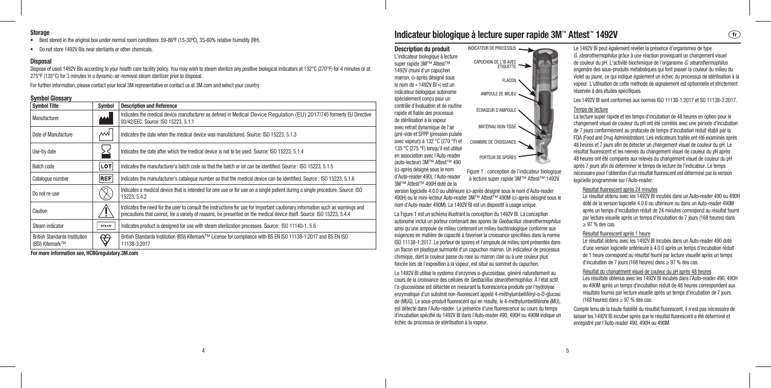### Storage

- Best stored in the original box under normal room conditions: 59-86ºF (15-30ºC), 35-60% relative humidity (RH).
- Do not store 1492V BIs near sterilants or other chemicals.

### Disposal

Dispose of used 1492V BIs according to your health care facility policy. You may wish to steam sterilize any positive biological indicators at 132°C (270°F) for 4 minutes or at 275°F (135°C) for 3 minutes in a dynamic-air-removal steam sterilizer prior to disposal.

For further information, please contact your local 3M representative or contact us at 3M.com and select your country.

### Symbol Glossary

| Symbol Title | Symbol | Description and Reference |
|---|---|---|
| Manufacturer | | Indicates the medical device manufacturer as defined in Medical Device Regulation (EU) 2017/745 formerly EU Directive 93/42/EEC. Source: ISO 15223, 5.1.1 |
| Date of Manufacture | | Indicates the date when the medical device was manufactured. Source: ISO 15223, 5.1.3 |
| Use-by date | | Indicates the date after which the medical device is not to be used. Source: ISO 15223, 5.1.4 |
| Batch code | LOT | Indicates the manufacturer's batch code so that the batch or lot can be identified. Source : ISO 15223, 5.1.5 |
| Catalogue number | REF | Indicates the manufacturer's catalogue number so that the medical device can be identified. Source : ISO 15223, 5.1.6 |
| Do not re-use | | Indicates a medical device that is intended for one use or for use on a single patient during a single procedure. Source: ISO 15223, 5.4.2 |
| Caution | | Indicates the need for the user to consult the instructions for use for important cautionary information such as warnings and precautions that cannot, for a variety of reasons, be presented on the medical device itself. Source: ISO 15223, 5.4.4 |
| Steam indicator | STEAM | Indicates product is designed for use with steam sterilization processes. Source: ISO 11140-1, 5.6 |
| British Standards Institution (BSI) Kitemark™ | | British Standards Institution (BSI) Kitemark™ License for compliance with BS EN ISO 11138-1:2017 and BS EN ISO 11138-3:2017 |

**For more information see, HCBGregulatory.3M.com**

## Indicateur biologique à lecture super rapide 3M™ Attest™ 1492V

### Description du produit

L'indicateur biologique à lecture super rapide 3M™ Attest™ 1492V (muni d'un capuchon marron, ci-après désigné sous le nom de « 1492V BI ») est un indicateur biologique autonome spécialement conçu pour un contrôle d'évaluation et de routine rapide et fiable des processus de stérilisation à la vapeur avec retrait dynamique de l'air (pré-vide et SFPP (pression pulsée avec vapeur)) à 132 °C (270 °F) et 135 °C (275 °F) lorsqu'il est utilisé en association avec l'Auto-reader (auto-lecteur) 3M™ Attest™ 490 (ci-après désigné sous le nom d'Auto-reader 490), l'Auto-reader 3M™ Attest™ 490H doté de la version logicielle 4.0.0 ou ultérieure (ci-après désigné sous le nom d'Auto-reader 490H) ou le mini-lecteur Auto-reader 3M™ Attest™ 490M (ci-après désigné sous le nom d'Auto-reader 490M). Le 1492V BI est un dispositif à usage unique.

INDICATEUR DE PROCESSUS
CAPUCHON DE L'IB AVEC ÉTIQUETTE
FLACON
AMPOULE DE MILIEU
ÉCRASEUR D'AMPOULE
MATÉRIAU NON-TISSÉ
CHAMBRE DE CROISSANCE
PORTEUR DE SPORES

Figure 1 : conception de l'indicateur biologique à lecture super rapide 3M™ Attest™ 1492V

La Figure 1 est un schéma illustrant la conception du 1492V BI. La conception autonome inclut un porteur contenant des spores de *Geobacillus stearothermophilus* ainsi qu'une ampoule de milieu contenant un milieu bactériologique conforme aux exigences en matière de capacité à favoriser la croissance spécifiées dans la norme ISO 11138-1:2017. Le porteur de spores et l'ampoule de milieu sont présentés dans un flacon en plastique surmonté d'un capuchon marron. Un indicateur de processus chimique, dont la couleur passe du rose au marron clair ou à une couleur plus foncée lors de l'exposition à la vapeur, est situé au sommet du capuchon.

Le 1492V BI utilise le système d'enzymes α-glucosidase, généré naturellement au cours de la croissance des cellules de *Geobacillus stearothermophilus*. À l'état actif, l'α-glucosidase est détectée en mesurant la fluorescence produite par l'hydrolyse enzymatique d'un substrat non-fluorescent appelé 4-méthylumbelliféryl-α-D-glucoside (MUG). Le sous-produit fluorescent qui en résulte, le 4-méthylumbelliférone (MU), est détecté dans l'Auto-reader. La présence d'une fluorescence au cours du temps d'incubation spécifié du 1492V BI dans l'Auto-reader 490, 490H ou 490M indique un échec du processus de stérilisation à la vapeur.

Le 1492V BI peut également révéler la présence d'organismes de type *G. stearothermophilus* grâce à une réaction provoquant un changement visuel de couleur du pH. L'activité biochimique de l'organisme *G. stearothermophilus* engendre des sous-produits métaboliques qui font passer la couleur du milieu du violet au jaune, ce qui indique également un échec du processus de stérilisation à la vapeur. L'utilisation de cette méthode de signalement est optionnelle et strictement réservée à des études spécifiques.

Les 1492V BI sont conformes aux normes ISO 11138-1:2017 et SO 11138-3:2017.

#### Temps de lecture

La lecture super rapide et les temps d'incubation de 48 heures en option pour le changement visuel de couleur du pH ont été corrélés avec une période d'incubation de 7 jours conformément au protocole de temps d'incubation réduit établi par la FDA (Food and Drug Administration). Les indicateurs traités ont été examinés après 48 heures et 7 jours afin de détecter un changement visuel de couleur du pH. Le résultat fluorescent et les relevés du changement visuel de couleur du pH après 48 heures ont été comparés aux relevés du changement visuel de couleur du pH après 7 jours afin de déterminer le temps de lecture de l'indicateur. Le temps nécessaire pour l'obtention d'un résultat fluorescent est déterminé par la version logicielle programmée sur l'Auto-reader.

##### Résultat fluorescent après 24 minutes

Le résultat obtenu avec les 1492V BI incubés dans un Auto-reader 490 ou 490H doté de la version logicielle 4.0.0 ou ultérieure ou dans un Auto-reader 490M après un temps d'incubation réduit de 24 minutes correspond au résultat fourni par lecture visuelle après un temps d'incubation de 7 jours (168 heures) dans ≥ 97 % des cas.

##### Résultat fluorescent après 1 heure

Le résultat obtenu avec les 1492V BI incubés dans un Auto-reader 490 doté d'une version logicielle antérieure à 4.0.0 après un temps d'incubation réduit de 1 heure correspond au résultat fourni par lecture visuelle après un temps d'incubation de 7 jours (168 heures) dans ≥ 97 % des cas.

##### Résultat du changement visuel de couleur du pH après 48 heures

Les résultats obtenus avec les 1492V BI incubés dans l'Auto-reader 490, 490H ou 490M après un temps d'incubation réduit de 48 heures correspondent aux résultats fournis par lecture visuelle après un temps d'incubation de 7 jours (168 heures) dans ≥ 97 % des cas.

Compte tenu de la haute fiabilité du résultat fluorescent, il n'est pas nécessaire de laisser les 1492V BI incuber après que le résultat fluorescent a été déterminé et enregistré par l'Auto-reader 490, 490H ou 490M.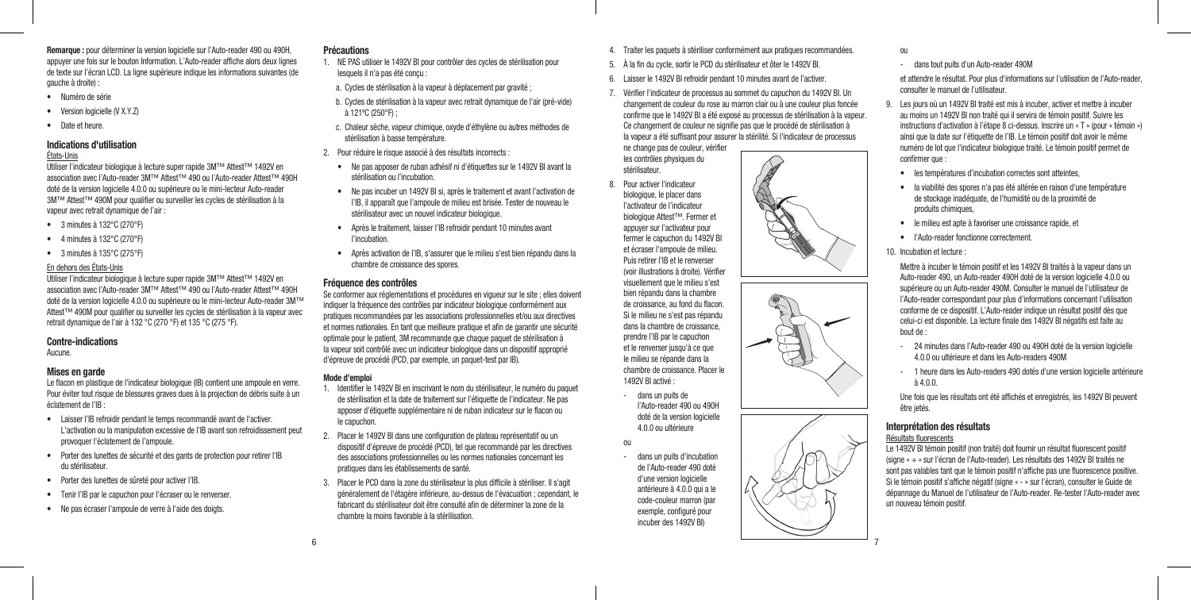**Remarque :** pour déterminer la version logicielle sur l'Auto-reader 490 ou 490H, appuyer une fois sur le bouton Information. L'Auto-reader affiche alors deux lignes de texte sur l'écran LCD. La ligne supérieure indique les informations suivantes (de gauche à droite) :

- Numéro de série
- Version logicielle (V X.Y.Z)
- Date et heure.

## Indications d'utilisation

États-Unis

Utiliser l'indicateur biologique à lecture super rapide 3M™ Attest™ 1492V en association avec l'Auto-reader 3M™ Attest™ 490 ou l'Auto-reader Attest™ 490H doté de la version logicielle 4.0.0 ou supérieure ou le mini-lecteur Auto-reader 3M™ Attest™ 490M pour qualifier ou surveiller les cycles de stérilisation à la vapeur avec retrait dynamique de l'air :

- 3 minutes à 132°C (270°F)
- 4 minutes à 132°C (270°F)
- 3 minutes à 135°C (275°F)

En dehors des États-Unis

Utiliser l'indicateur biologique à lecture super rapide 3M™ Attest™ 1492V en association avec l'Auto-reader 3M™ Attest™ 490 ou l'Auto-reader Attest™ 490H doté de la version logicielle 4.0.0 ou supérieure ou le mini-lecteur Auto-reader 3M™ Attest™ 490M pour qualifier ou surveiller les cycles de stérilisation à la vapeur avec retrait dynamique de l'air à 132 °C (270 °F) et 135 °C (275 °F).

## Contre-indications

Aucune.

## Mises en garde

Le flacon en plastique de l'indicateur biologique (IB) contient une ampoule en verre. Pour éviter tout risque de blessures graves dues à la projection de débris suite à un éclatement de l'IB :

- Laisser l'IB refroidir pendant le temps recommandé avant de l'activer. L'activation ou la manipulation excessive de l'IB avant son refroidissement peut provoquer l'éclatement de l'ampoule.
- Porter des lunettes de sécurité et des gants de protection pour retirer l'IB du stérilisateur.
- Porter des lunettes de sûreté pour activer l'IB.
- Tenir l'IB par le capuchon pour l'écraser ou le renverser.
- Ne pas écraser l'ampoule de verre à l'aide des doigts.

## Précautions

1. NE PAS utiliser le 1492V BI pour contrôler des cycles de stérilisation pour lesquels il n'a pas été conçu :
   a. Cycles de stérilisation à la vapeur à déplacement par gravité ;
   b. Cycles de stérilisation à la vapeur avec retrait dynamique de l'air (pré-vide) à 121ºC (250ºF) ;
   c. Chaleur sèche, vapeur chimique, oxyde d'éthylène ou autres méthodes de stérilisation à basse température.
2. Pour réduire le risque associé à des résultats incorrects :
   - Ne pas apposer de ruban adhésif ni d'étiquettes sur le 1492V BI avant la stérilisation ou l'incubation.
   - Ne pas incuber un 1492V BI si, après le traitement et avant l'activation de l'IB, il apparaît que l'ampoule de milieu est brisée. Tester de nouveau le stérilisateur avec un nouvel indicateur biologique.
   - Après le traitement, laisser l'IB refroidir pendant 10 minutes avant l'incubation.
   - Après activation de l'IB, s'assurer que le milieu s'est bien répandu dans la chambre de croissance des spores.

## Fréquence des contrôles

Se conformer aux réglementations et procédures en vigueur sur le site ; elles doivent indiquer la fréquence des contrôles par indicateur biologique conformément aux pratiques recommandées par les associations professionnelles et/ou aux directives et normes nationales. En tant que meilleure pratique et afin de garantir une sécurité optimale pour le patient, 3M recommande que chaque paquet de stérilisation à la vapeur soit contrôlé avec un indicateur biologique dans un dispositif approprié d'épreuve de procédé (PCD, par exemple, un paquet-test par IB).

### Mode d'emploi

1. Identifier le 1492V BI en inscrivant le nom du stérilisateur, le numéro du paquet de stérilisation et la date de traitement sur l'étiquette de l'indicateur. Ne pas apposer d'étiquette supplémentaire ni de ruban indicateur sur le flacon ou le capuchon.
2. Placer le 1492V BI dans une configuration de plateau représentatif ou un dispositif d'épreuve de procédé (PCD), tel que recommandé par les directives des associations professionnelles ou les normes nationales concernant les pratiques dans les établissements de santé.
3. Placer le PCD dans la zone du stérilisateur la plus difficile à stériliser. Il s'agit généralement de l'étagère inférieure, au-dessus de l'évacuation ; cependant, le fabricant du stérilisateur doit être consulté afin de déterminer la zone de la chambre la moins favorable à la stérilisation.
4. Traiter les paquets à stériliser conformément aux pratiques recommandées.
5. À la fin du cycle, sortir le PCD du stérilisateur et ôter le 1492V BI.
6. Laisser le 1492V BI refroidir pendant 10 minutes avant de l'activer.
7. Vérifier l'indicateur de processus au sommet du capuchon du 1492V BI. Un changement de couleur du rose au marron clair ou à une couleur plus foncée confirme que le 1492V BI a été exposé au processus de stérilisation à la vapeur. Ce changement de couleur ne signifie pas que le procédé de stérilisation à la vapeur a été suffisant pour assurer la stérilité. Si l'indicateur de processus ne change pas de couleur, vérifier les contrôles physiques du stérilisateur.
8. Pour activer l'indicateur biologique, le placer dans l'activateur de l'indicateur biologique Attest™. Fermer et appuyer sur l'activateur pour fermer le capuchon du 1492V BI et écraser l'ampoule de milieu. Puis retirer l'IB et le renverser (voir illustrations à droite). Vérifier visuellement que le milieu s'est bien répandu dans la chambre de croissance, au fond du flacon. Si le milieu ne s'est pas répandu dans la chambre de croissance, prendre l'IB par le capuchon et le renverser jusqu'à ce que le milieu se répande dans la chambre de croissance. Placer le 1492V BI activé :
   - dans un puits de l'Auto-reader 490 ou 490H doté de la version logicielle 4.0.0 ou ultérieure

   ou

   - dans un puits d'incubation de l'Auto-reader 490 doté d'une version logicielle antérieure à 4.0.0 qui a le code-couleur marron (par exemple, configuré pour incuber des 1492V BI)

   ou

   - dans tout puits d'un Auto-reader 490M

   et attendre le résultat. Pour plus d'informations sur l'utilisation de l'Auto-reader, consulter le manuel de l'utilisateur.
9. Les jours où un 1492V BI traité est mis à incuber, activer et mettre à incuber au moins un 1492V BI non traité qui il servira de témoin positif. Suivre les instructions d'activation à l'étape 8 ci-dessus. Inscrire un « T » (pour « témoin ») ainsi que la date sur l'étiquette de l'IB. Le témoin positif doit avoir le même numéro de lot que l'indicateur biologique traité. Le témoin positif permet de confirmer que :
   - les températures d'incubation correctes sont atteintes,
   - la viabilité des spores n'a pas été altérée en raison d'une température de stockage inadéquate, de l'humidité ou de la proximité de produits chimiques,
   - le milieu est apte à favoriser une croissance rapide, et
   - l'Auto-reader fonctionne correctement.
10. Incubation et lecture :

    Mettre à incuber le témoin positif et les 1492V BI traités à la vapeur dans un Auto-reader 490, un Auto-reader 490H doté de la version logicielle 4.0.0 ou supérieure ou un Auto-reader 490M. Consulter le manuel de l'utilisateur de l'Auto-reader correspondant pour plus d'informations concernant l'utilisation conforme de ce dispositif. L'Auto-reader indique un résultat positif dès que celui-ci est disponible. La lecture finale des 1492V BI négatifs est faite au bout de :

    - 24 minutes dans l'Auto-reader 490 ou 490H doté de la version logicielle 4.0.0 ou ultérieure et dans les Auto-readers 490M
    - 1 heure dans les Auto-readers 490 dotés d'une version logicielle antérieure à 4.0.0.

    Une fois que les résultats ont été affichés et enregistrés, les 1492V BI peuvent être jetés.

## Interprétation des résultats

Résultats fluorescents

Le 1492V BI témoin positif (non traité) doit fournir un résultat fluorescent positif (signe « + » sur l'écran de l'Auto-reader). Les résultats des 1492V BI traités ne sont pas valables tant que le témoin positif n'affiche pas une fluorescence positive. Si le témoin positif s'affiche négatif (signe « - » sur l'écran), consulter le Guide de dépannage du Manuel de l'utilisateur de l'Auto-reader. Re-tester l'Auto-reader avec un nouveau témoin positif.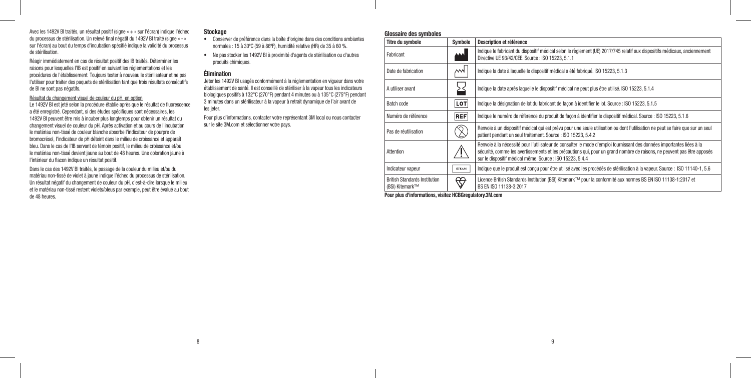Avec les 1492V BI traités, un résultat positif (signe « + » sur l'écran) indique l'échec du processus de stérilisation. Un relevé final négatif du 1492V BI traité (signe « - » sur l'écran) au bout du temps d'incubation spécifié indique la validité du processus de stérilisation.

Réagir immédiatement en cas de résultat positif des IB traités. Déterminer les raisons pour lesquelles l'IB est positif en suivant les réglementations et les procédures de l'établissement. Toujours tester à nouveau le stérilisateur et ne pas l'utiliser pour traiter des paquets de stérilisation tant que trois résultats consécutifs de BI ne sont pas négatifs.

Résultat du changement visuel de couleur du pH, en option

Le 1492V BI est jeté selon la procédure établie après que le résultat de fluorescence a été enregistré. Cependant, si des études spécifiques sont nécessaires, les 1492V BI peuvent être mis à incuber plus longtemps pour obtenir un résultat du changement visuel de couleur du pH. Après activation et au cours de l'incubation, le matériau non-tissé de couleur blanche absorbe l'indicateur de pourpre de bromocrésol, l'indicateur de pH déteint dans le milieu de croissance et apparaît bleu. Dans le cas de l'IB servant de témoin positif, le milieu de croissance et/ou le matériau non-tissé devient jaune au bout de 48 heures. Une coloration jaune à l'intérieur du flacon indique un résultat positif.

Dans le cas des 1492V BI traités, le passage de la couleur du milieu et/ou du matériau non-tissé de violet à jaune indique l'échec du processus de stérilisation. Un résultat négatif du changement de couleur du pH, c'est-à-dire lorsque le milieu et le matériau non-tissé restent violets/bleus par exemple, peut être évalué au bout de 48 heures.

## Stockage

- Conserver de préférence dans la boîte d'origine dans des conditions ambiantes normales : 15 à 30ºC (59 à 86ºF), humidité relative (HR) de 35 à 60 %.
- Ne pas stocker les 1492V BI à proximité d'agents de stérilisation ou d'autres produits chimiques.

## Élimination

Jeter les 1492V BI usagés conformément à la réglementation en vigueur dans votre établissement de santé. Il est conseillé de stériliser à la vapeur tous les indicateurs biologiques positifs à 132°C (270°F) pendant 4 minutes ou à 135°C (275°F) pendant 3 minutes dans un stérilisateur à la vapeur à retrait dynamique de l'air avant de les jeter.

Pour plus d'informations, contacter votre représentant 3M local ou nous contacter sur le site 3M.com et sélectionner votre pays.

## Glossaire des symboles

| Titre du symbole | Symbole | Description et référence |
|---|---|---|
| Fabricant | | Indique le fabricant du dispositif médical selon le règlement (UE) 2017/745 relatif aux dispositifs médicaux, anciennement Directive UE 93/42/CEE. Source : ISO 15223, 5.1.1 |
| Date de fabrication | | Indique la date à laquelle le dispositif médical a été fabriqué. ISO 15223, 5.1.3 |
| A utiliser avant | | Indique la date après laquelle le dispositif médical ne peut plus être utilisé. ISO 15223, 5.1.4 |
| Batch code | LOT | Indique la désignation de lot du fabricant de façon à identifier le lot. Source : ISO 15223, 5.1.5 |
| Numéro de référence | REF | Indique le numéro de référence du produit de façon à identifier le dispositif médical. Source : ISO 15223, 5.1.6 |
| Pas de réutilisation | | Renvoie à un dispositif médical qui est prévu pour une seule utilisation ou dont l'utilisation ne peut se faire que sur un seul patient pendant un seul traitement. Source : ISO 15223, 5.4.2 |
| Attention | | Renvoie à la nécessité pour l'utilisateur de consulter le mode d'emploi fournissant des données importantes liées à la sécurité, comme les avertissements et les précautions qui, pour un grand nombre de raisons, ne peuvent pas être apposés sur le dispositif médical même. Source : ISO 15223, 5.4.4 |
| Indicateur vapeur | STEAM | Indique que le produit est conçu pour être utilisé avec les procédés de stérilisation à la vapeur. Source : ISO 11140-1, 5.6 |
| British Standards Institution (BSI) Kitemark™ | | Licence British Standards Institution (BSI) Kitemark™ pour la conformité aux normes BS EN ISO 11138-1:2017 et BS EN ISO 11138-3:2017 |

**Pour plus d'informations, visitez HCBGregulatory.3M.com**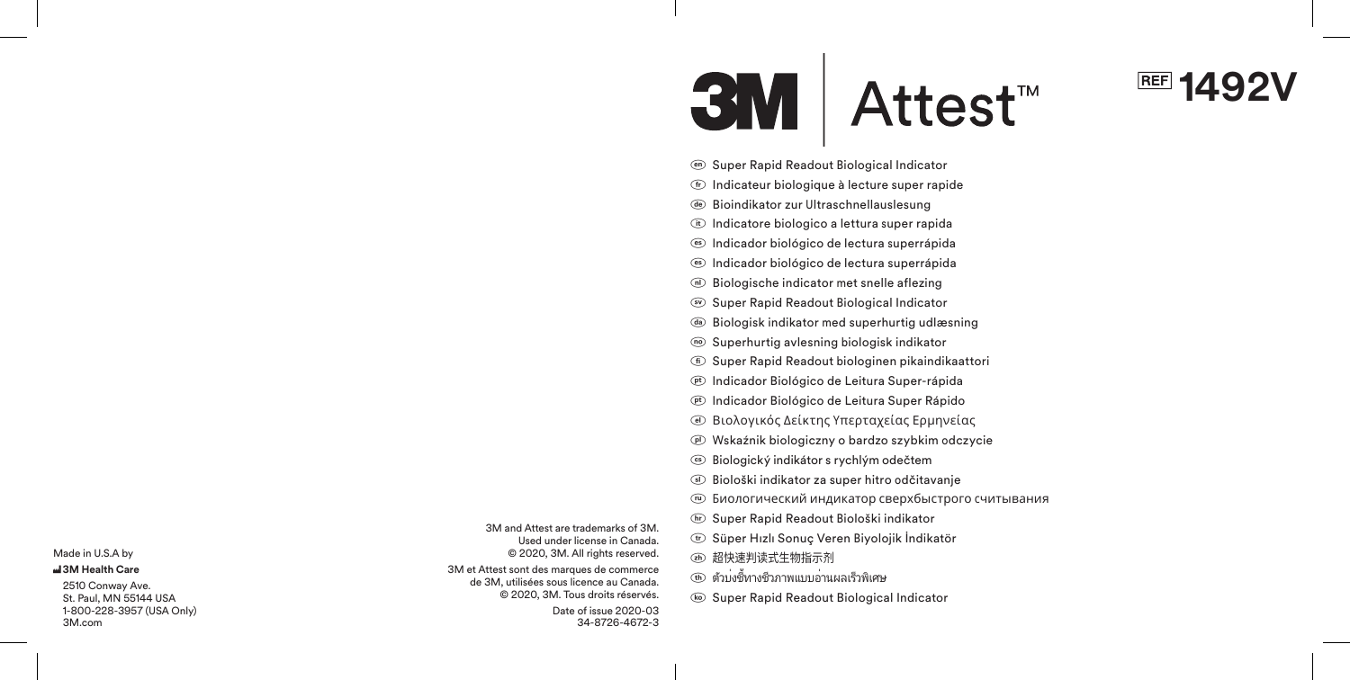# 3M | Attest™

REF 1492V

- en Super Rapid Readout Biological Indicator
- fr Indicateur biologique à lecture super rapide
- de Bioindikator zur Ultraschnellauslesung
- it Indicatore biologico a lettura super rapida
- es Indicador biológico de lectura superrápida
- es Indicador biológico de lectura superrápida
- nl Biologische indicator met snelle aflezing
- sv Super Rapid Readout Biological Indicator
- da Biologisk indikator med superhurtig udlæsning
- no Superhurtig avlesning biologisk indikator
- fi Super Rapid Readout biologinen pikaindikaattori
- pt Indicador Biológico de Leitura Super-rápida
- pt Indicador Biológico de Leitura Super Rápido
- el Βιολογικός Δείκτης Υπερταχείας Ερμηνείας
- pl Wskaźnik biologiczny o bardzo szybkim odczycie
- cs Biologický indikátor s rychlým odečtem
- sl Biološki indikator za super hitro odčitavanje
- ru Биологический индикатор сверхбыстрого считывания
- hr Super Rapid Readout Biološki indikator
- tr Süper Hızlı Sonuç Veren Biyolojik İndikatör
- zh 超快速判读式生物指示剂
- th ตัวบ่งชี้ทางชีวภาพแบบอ่านผลเร็วพิเศษ
- ko Super Rapid Readout Biological Indicator

Made in U.S.A by
**3M Health Care**
2510 Conway Ave.
St. Paul, MN 55144 USA
1-800-228-3957 (USA Only)
3M.com

3M and Attest are trademarks of 3M.
Used under license in Canada.
© 2020, 3M. All rights reserved.

3M et Attest sont des marques de commerce de 3M, utilisées sous licence au Canada.
© 2020, 3M. Tous droits réservés.

Date of issue 2020-03
34-8726-4672-3